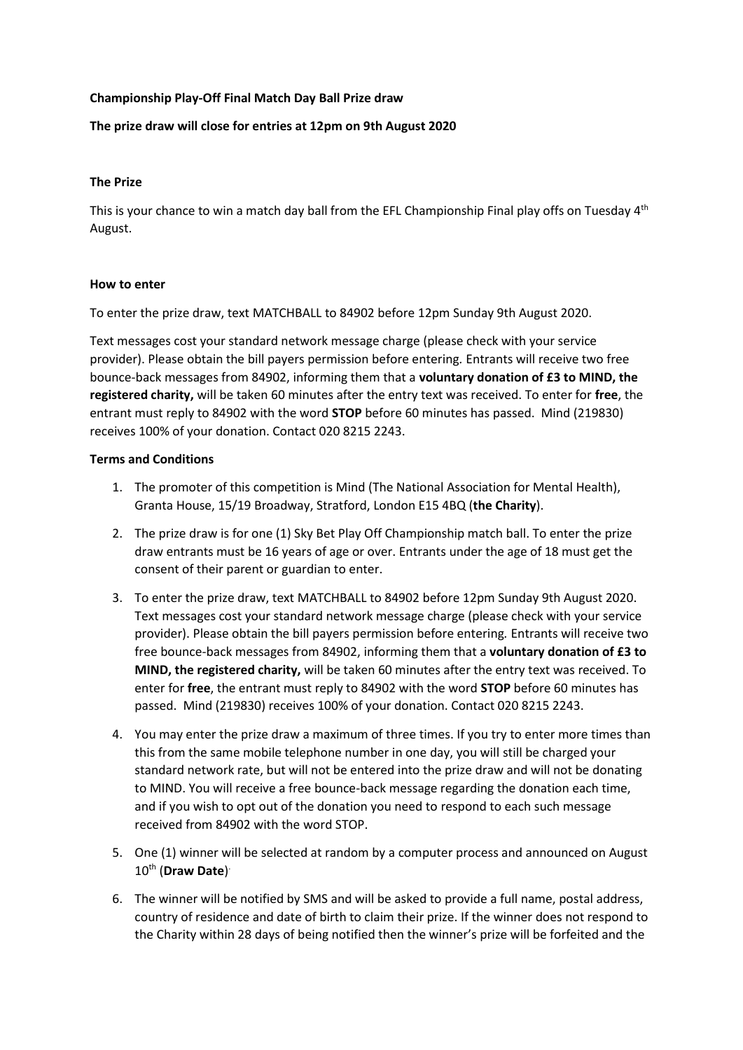**Championship Play-Off Final Match Day Ball Prize draw**

**The prize draw will close for entries at 12pm on 9th August 2020**

**The Prize**

This is your chance to win a match day ball from the EFL Championship Final play offs on Tuesday 4th August.

**How to enter**

To enter the prize draw, text MATCHBALL to 84902 before 12pm Sunday 9th August 2020.

Text messages cost your standard network message charge (please check with your service provider). Please obtain the bill payers permission before entering. Entrants will receive two free bounce-back messages from 84902, informing them that a **voluntary donation of £3 to MIND, the registered charity,** will be taken 60 minutes after the entry text was received. To enter for **free**, the entrant must reply to 84902 with the word **STOP** before 60 minutes has passed. Mind (219830) receives 100% of your donation. Contact 020 8215 2243.

**Terms and Conditions**

1. The promoter of this competition is Mind (The National Association for Mental Health), Granta House, 15/19 Broadway, Stratford, London E15 4BQ (**the Charity**).
2. The prize draw is for one (1) Sky Bet Play Off Championship match ball. To enter the prize draw entrants must be 16 years of age or over. Entrants under the age of 18 must get the consent of their parent or guardian to enter.
3. To enter the prize draw, text MATCHBALL to 84902 before 12pm Sunday 9th August 2020. Text messages cost your standard network message charge (please check with your service provider). Please obtain the bill payers permission before entering. Entrants will receive two free bounce-back messages from 84902, informing them that a **voluntary donation of £3 to MIND, the registered charity,** will be taken 60 minutes after the entry text was received. To enter for **free**, the entrant must reply to 84902 with the word **STOP** before 60 minutes has passed. Mind (219830) receives 100% of your donation. Contact 020 8215 2243.
4. You may enter the prize draw a maximum of three times. If you try to enter more times than this from the same mobile telephone number in one day, you will still be charged your standard network rate, but will not be entered into the prize draw and will not be donating to MIND. You will receive a free bounce-back message regarding the donation each time, and if you wish to opt out of the donation you need to respond to each such message received from 84902 with the word STOP.
5. One (1) winner will be selected at random by a computer process and announced on August 10th (**Draw Date**).
6. The winner will be notified by SMS and will be asked to provide a full name, postal address, country of residence and date of birth to claim their prize. If the winner does not respond to the Charity within 28 days of being notified then the winner's prize will be forfeited and the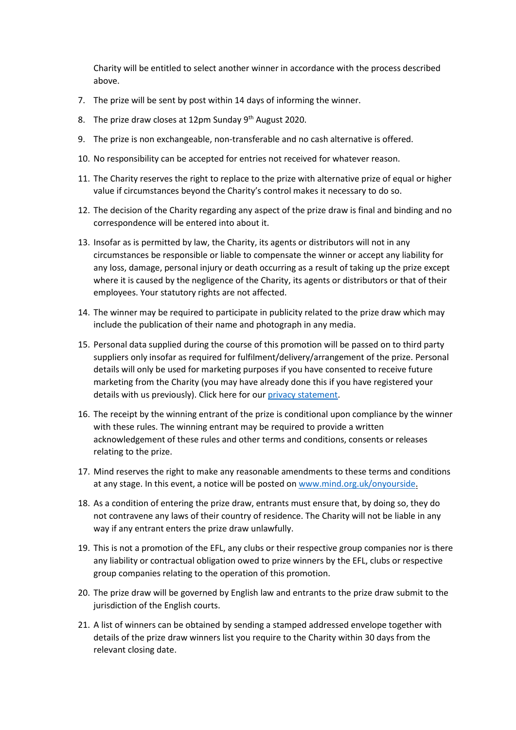Charity will be entitled to select another winner in accordance with the process described above.

7. The prize will be sent by post within 14 days of informing the winner.
8. The prize draw closes at 12pm Sunday 9th August 2020.
9. The prize is non exchangeable, non-transferable and no cash alternative is offered.
10. No responsibility can be accepted for entries not received for whatever reason.
11. The Charity reserves the right to replace to the prize with alternative prize of equal or higher value if circumstances beyond the Charity's control makes it necessary to do so.
12. The decision of the Charity regarding any aspect of the prize draw is final and binding and no correspondence will be entered into about it.
13. Insofar as is permitted by law, the Charity, its agents or distributors will not in any circumstances be responsible or liable to compensate the winner or accept any liability for any loss, damage, personal injury or death occurring as a result of taking up the prize except where it is caused by the negligence of the Charity, its agents or distributors or that of their employees. Your statutory rights are not affected.
14. The winner may be required to participate in publicity related to the prize draw which may include the publication of their name and photograph in any media.
15. Personal data supplied during the course of this promotion will be passed on to third party suppliers only insofar as required for fulfilment/delivery/arrangement of the prize. Personal details will only be used for marketing purposes if you have consented to receive future marketing from the Charity (you may have already done this if you have registered your details with us previously). Click here for our [privacy statement](privacy statement).
16. The receipt by the winning entrant of the prize is conditional upon compliance by the winner with these rules. The winning entrant may be required to provide a written acknowledgement of these rules and other terms and conditions, consents or releases relating to the prize.
17. Mind reserves the right to make any reasonable amendments to these terms and conditions at any stage. In this event, a notice will be posted on [www.mind.org.uk/onyourside](www.mind.org.uk/onyourside).
18. As a condition of entering the prize draw, entrants must ensure that, by doing so, they do not contravene any laws of their country of residence. The Charity will not be liable in any way if any entrant enters the prize draw unlawfully.
19. This is not a promotion of the EFL, any clubs or their respective group companies nor is there any liability or contractual obligation owed to prize winners by the EFL, clubs or respective group companies relating to the operation of this promotion.
20. The prize draw will be governed by English law and entrants to the prize draw submit to the jurisdiction of the English courts.
21. A list of winners can be obtained by sending a stamped addressed envelope together with details of the prize draw winners list you require to the Charity within 30 days from the relevant closing date.